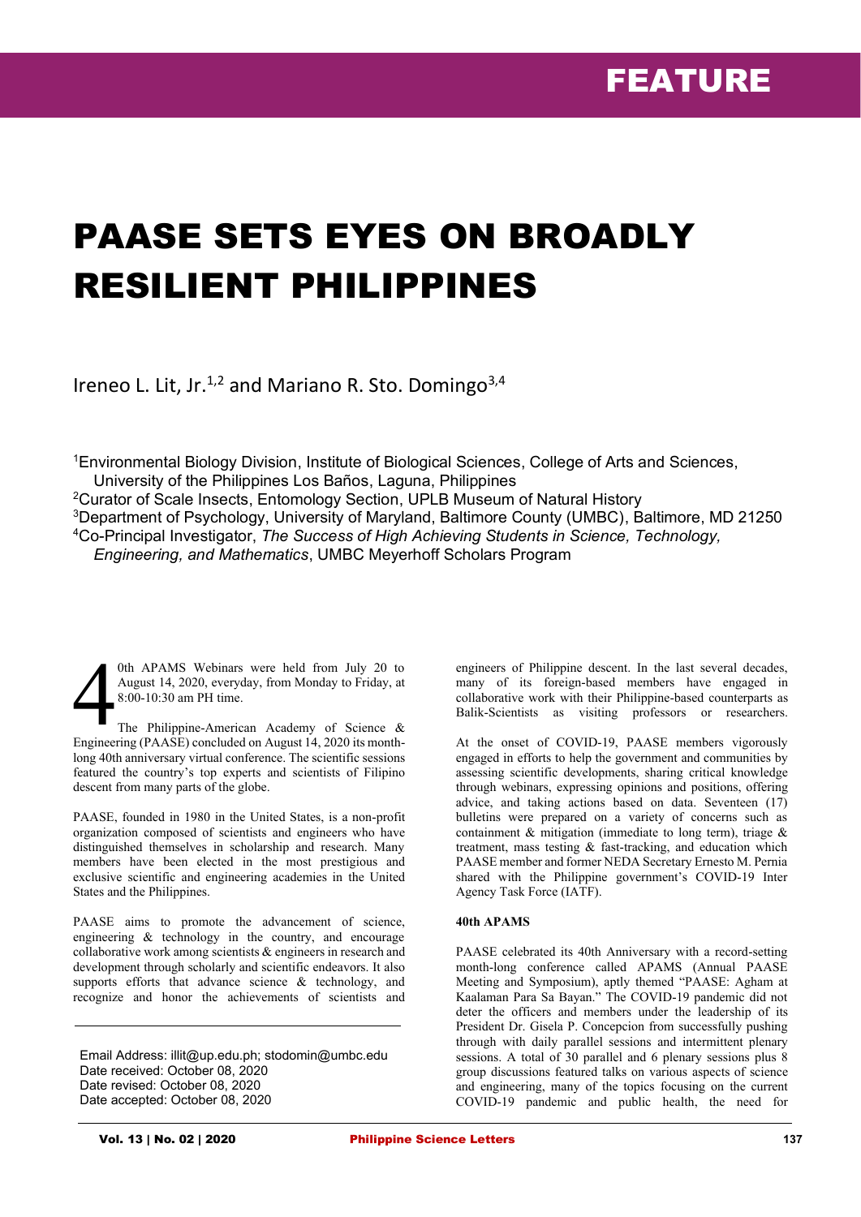FEATURE

# PAASE SETS EYES ON BROADLY RESILIENT PHILIPPINES

Ireneo L. Lit, Jr.[1,2] and Mariano R. Sto. Domingo[3,4]

[1]Environmental Biology Division, Institute of Biological Sciences, College of Arts and Sciences, University of the Philippines Los Baños, Laguna, Philippines
[2]Curator of Scale Insects, Entomology Section, UPLB Museum of Natural History
[3]Department of Psychology, University of Maryland, Baltimore County (UMBC), Baltimore, MD 21250
[4]Co-Principal Investigator, *The Success of High Achieving Students in Science, Technology, Engineering, and Mathematics*, UMBC Meyerhoff Scholars Program

40th APAMS Webinars were held from July 20 to August 14, 2020, everyday, from Monday to Friday, at 8:00-10:30 am PH time.

The Philippine-American Academy of Science & Engineering (PAASE) concluded on August 14, 2020 its month-long 40th anniversary virtual conference. The scientific sessions featured the country's top experts and scientists of Filipino descent from many parts of the globe.

PAASE, founded in 1980 in the United States, is a non-profit organization composed of scientists and engineers who have distinguished themselves in scholarship and research. Many members have been elected in the most prestigious and exclusive scientific and engineering academies in the United States and the Philippines.

PAASE aims to promote the advancement of science, engineering & technology in the country, and encourage collaborative work among scientists & engineers in research and development through scholarly and scientific endeavors. It also supports efforts that advance science & technology, and recognize and honor the achievements of scientists and engineers of Philippine descent. In the last several decades, many of its foreign-based members have engaged in collaborative work with their Philippine-based counterparts as Balik-Scientists as visiting professors or researchers.

At the onset of COVID-19, PAASE members vigorously engaged in efforts to help the government and communities by assessing scientific developments, sharing critical knowledge through webinars, expressing opinions and positions, offering advice, and taking actions based on data. Seventeen (17) bulletins were prepared on a variety of concerns such as containment & mitigation (immediate to long term), triage & treatment, mass testing & fast-tracking, and education which PAASE member and former NEDA Secretary Ernesto M. Pernia shared with the Philippine government's COVID-19 Inter Agency Task Force (IATF).

**40th APAMS**

PAASE celebrated its 40th Anniversary with a record-setting month-long conference called APAMS (Annual PAASE Meeting and Symposium), aptly themed "PAASE: Agham at Kaalaman Para Sa Bayan." The COVID-19 pandemic did not deter the officers and members under the leadership of its President Dr. Gisela P. Concepcion from successfully pushing through with daily parallel sessions and intermittent plenary sessions. A total of 30 parallel and 6 plenary sessions plus 8 group discussions featured talks on various aspects of science and engineering, many of the topics focusing on the current COVID-19 pandemic and public health, the need for

Email Address: illit@up.edu.ph; stodomin@umbc.edu
Date received: October 08, 2020
Date revised: October 08, 2020
Date accepted: October 08, 2020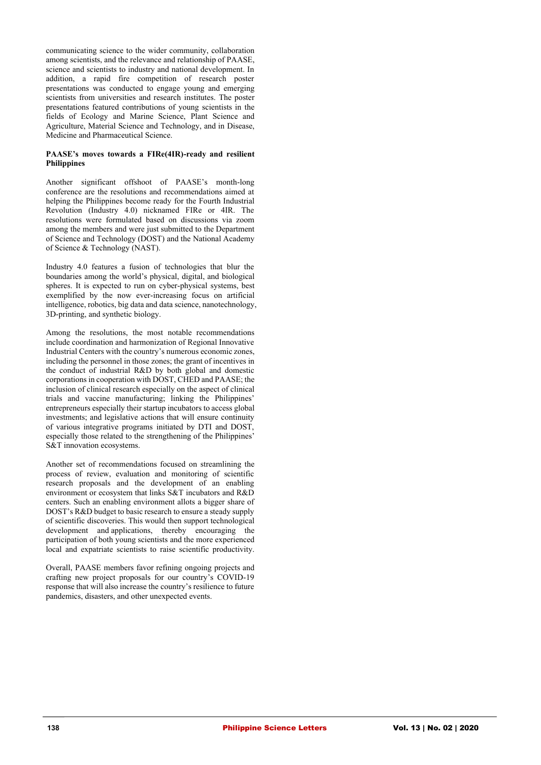communicating science to the wider community, collaboration among scientists, and the relevance and relationship of PAASE, science and scientists to industry and national development. In addition, a rapid fire competition of research poster presentations was conducted to engage young and emerging scientists from universities and research institutes. The poster presentations featured contributions of young scientists in the fields of Ecology and Marine Science, Plant Science and Agriculture, Material Science and Technology, and in Disease, Medicine and Pharmaceutical Science.

**PAASE's moves towards a FIRe(4IR)-ready and resilient Philippines**

Another significant offshoot of PAASE's month-long conference are the resolutions and recommendations aimed at helping the Philippines become ready for the Fourth Industrial Revolution (Industry 4.0) nicknamed FIRe or 4IR. The resolutions were formulated based on discussions via zoom among the members and were just submitted to the Department of Science and Technology (DOST) and the National Academy of Science & Technology (NAST).

Industry 4.0 features a fusion of technologies that blur the boundaries among the world's physical, digital, and biological spheres. It is expected to run on cyber-physical systems, best exemplified by the now ever-increasing focus on artificial intelligence, robotics, big data and data science, nanotechnology, 3D-printing, and synthetic biology.

Among the resolutions, the most notable recommendations include coordination and harmonization of Regional Innovative Industrial Centers with the country's numerous economic zones, including the personnel in those zones; the grant of incentives in the conduct of industrial R&D by both global and domestic corporations in cooperation with DOST, CHED and PAASE; the inclusion of clinical research especially on the aspect of clinical trials and vaccine manufacturing; linking the Philippines' entrepreneurs especially their startup incubators to access global investments; and legislative actions that will ensure continuity of various integrative programs initiated by DTI and DOST, especially those related to the strengthening of the Philippines' S&T innovation ecosystems.

Another set of recommendations focused on streamlining the process of review, evaluation and monitoring of scientific research proposals and the development of an enabling environment or ecosystem that links S&T incubators and R&D centers. Such an enabling environment allots a bigger share of DOST's R&D budget to basic research to ensure a steady supply of scientific discoveries. This would then support technological development and applications, thereby encouraging the participation of both young scientists and the more experienced local and expatriate scientists to raise scientific productivity.

Overall, PAASE members favor refining ongoing projects and crafting new project proposals for our country's COVID-19 response that will also increase the country's resilience to future pandemics, disasters, and other unexpected events.